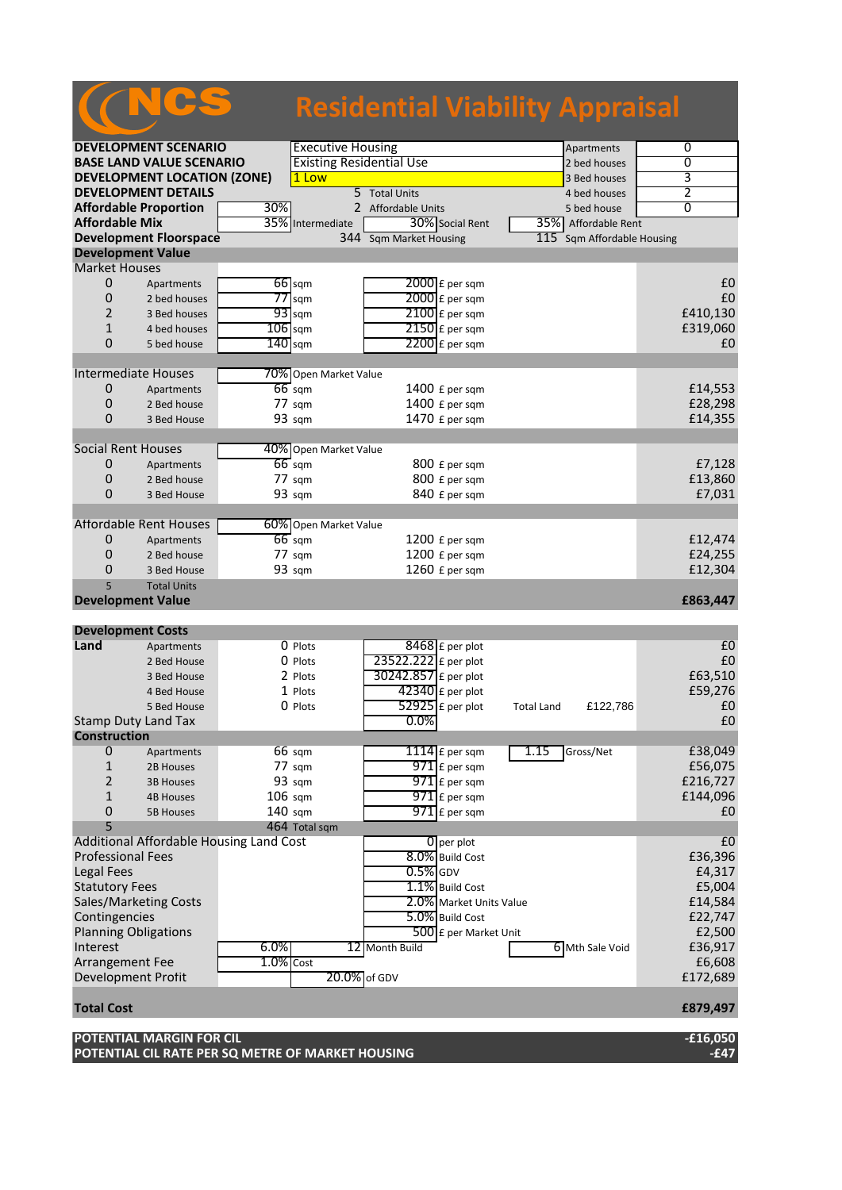# NCS Residential Viability Appraisal

| | | | | | |
|---|---|---|---|---|---|
| **DEVELOPMENT SCENARIO** | | Executive Housing | | Apartments | 0 |
| **BASE LAND VALUE SCENARIO** | | Existing Residential Use | | 2 bed houses | 0 |
| **DEVELOPMENT LOCATION (ZONE)** | | 1 Low | | 3 Bed houses | 3 |
| **DEVELOPMENT DETAILS** | | 5 | Total Units | 4 bed houses | 2 |
| **Affordable Proportion** | 30% | 2 | Affordable Units | 5 bed house | 0 |
| **Affordable Mix** | 35% | Intermediate | 30% Social Rent | 35% | Affordable Rent |
| **Development Floorspace** | | 344 | Sqm Market Housing | 115 | Sqm Affordable Housing |

## Development Value

| | | | | | | |
|---|---|---|---|---|---|---|
| **Market Houses** | | | | | | |
| 0 | Apartments | 66 | sqm | 2000 | £ per sqm | £0 |
| 0 | 2 bed houses | 77 | sqm | 2000 | £ per sqm | £0 |
| 2 | 3 Bed houses | 93 | sqm | 2100 | £ per sqm | £410,130 |
| 1 | 4 bed houses | 106 | sqm | 2150 | £ per sqm | £319,060 |
| 0 | 5 bed house | 140 | sqm | 2200 | £ per sqm | £0 |
| **Intermediate Houses** | | 70% | Open Market Value | | | |
| 0 | Apartments | 66 | sqm | 1400 | £ per sqm | £14,553 |
| 0 | 2 Bed house | 77 | sqm | 1400 | £ per sqm | £28,298 |
| 0 | 3 Bed House | 93 | sqm | 1470 | £ per sqm | £14,355 |
| **Social Rent Houses** | | 40% | Open Market Value | | | |
| 0 | Apartments | 66 | sqm | 800 | £ per sqm | £7,128 |
| 0 | 2 Bed house | 77 | sqm | 800 | £ per sqm | £13,860 |
| 0 | 3 Bed House | 93 | sqm | 840 | £ per sqm | £7,031 |
| **Affordable Rent Houses** | | 60% | Open Market Value | | | |
| 0 | Apartments | 66 | sqm | 1200 | £ per sqm | £12,474 |
| 0 | 2 Bed house | 77 | sqm | 1200 | £ per sqm | £24,255 |
| 0 | 3 Bed House | 93 | sqm | 1260 | £ per sqm | £12,304 |
| 5 | Total Units | | | | | |
| **Development Value** | | | | | | **£863,447** |

## Development Costs

| | | | | | | | | |
|---|---|---|---|---|---|---|---|---|
| **Land** | Apartments | 0 | Plots | 8468 | £ per plot | | | £0 |
| | 2 Bed House | 0 | Plots | 23522.222 | £ per plot | | | £0 |
| | 3 Bed House | 2 | Plots | 30242.857 | £ per plot | | | £63,510 |
| | 4 Bed House | 1 | Plots | 42340 | £ per plot | | | £59,276 |
| | 5 Bed House | 0 | Plots | 52925 | £ per plot | Total Land | £122,786 | £0 |
| Stamp Duty Land Tax | | | | 0.0% | | | | £0 |
| **Construction** | | | | | | | | |
| 0 | Apartments | 66 | sqm | 1114 | £ per sqm | 1.15 | Gross/Net | £38,049 |
| 1 | 2B Houses | 77 | sqm | 971 | £ per sqm | | | £56,075 |
| 2 | 3B Houses | 93 | sqm | 971 | £ per sqm | | | £216,727 |
| 1 | 4B Houses | 106 | sqm | 971 | £ per sqm | | | £144,096 |
| 0 | 5B Houses | 140 | sqm | 971 | £ per sqm | | | £0 |
| 5 | | 464 | Total sqm | | | | | |
| Additional Affordable Housing Land Cost | | | | 0 | per plot | | | £0 |
| Professional Fees | | | | 8.0% | Build Cost | | | £36,396 |
| Legal Fees | | | | 0.5% | GDV | | | £4,317 |
| Statutory Fees | | | | 1.1% | Build Cost | | | £5,004 |
| Sales/Marketing Costs | | | | 2.0% | Market Units Value | | | £14,584 |
| Contingencies | | | | 5.0% | Build Cost | | | £22,747 |
| Planning Obligations | | | | 500 | £ per Market Unit | | | £2,500 |
| Interest | | 6.0% | 12 | Month Build | | 6 | Mth Sale Void | £36,917 |
| Arrangement Fee | | 1.0% | Cost | | | | | £6,608 |
| Development Profit | | | 20.0% | of GDV | | | | £172,689 |
| **Total Cost** | | | | | | | | **£879,497** |

| | |
|---|---|
| **POTENTIAL MARGIN FOR CIL** | **-£16,050** |
| **POTENTIAL CIL RATE PER SQ METRE OF MARKET HOUSING** | **-£47** |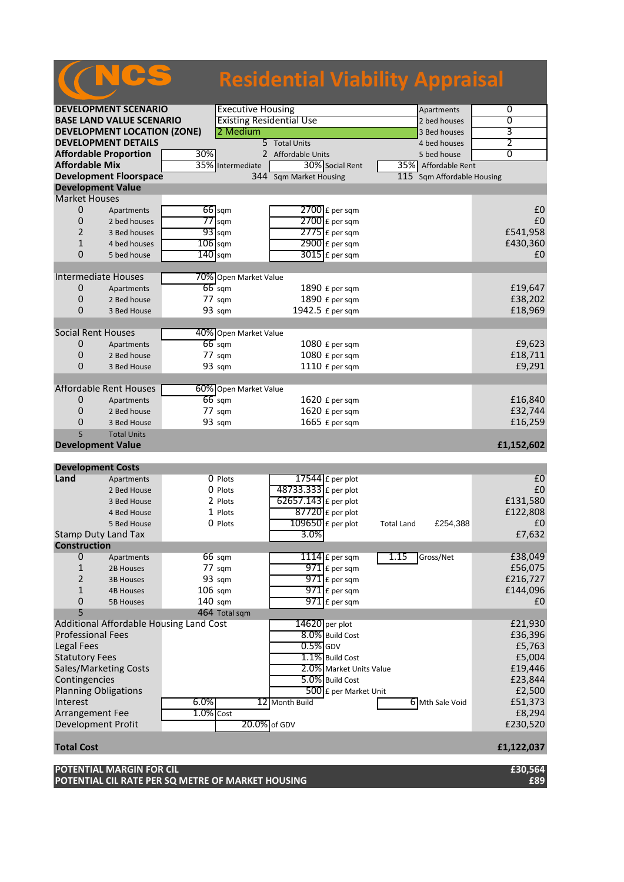# NCS Residential Viability Appraisal

| | | | | |
|---|---|---|---|---|
| **DEVELOPMENT SCENARIO** | Executive Housing | | Apartments | 0 |
| **BASE LAND VALUE SCENARIO** | Existing Residential Use | | 2 bed houses | 0 |
| **DEVELOPMENT LOCATION (ZONE)** | 2 Medium | | 3 Bed houses | 3 |
| **DEVELOPMENT DETAILS** | 5 Total Units | | 4 bed houses | 2 |
| **Affordable Proportion** | 30% | 2 Affordable Units | 5 bed house | 0 |
| **Affordable Mix** | 35% Intermediate | 30% Social Rent | 35% Affordable Rent | |
| **Development Floorspace** | 344 Sqm Market Housing | | 115 Sqm Affordable Housing | |

## Development Value

| | | | | |
|---|---|---|---|---|
| **Market Houses** | | | | |
| 0 | Apartments | 66 sqm | 2700 £ per sqm | £0 |
| 0 | 2 bed houses | 77 sqm | 2700 £ per sqm | £0 |
| 2 | 3 Bed houses | 93 sqm | 2775 £ per sqm | £541,958 |
| 1 | 4 bed houses | 106 sqm | 2900 £ per sqm | £430,360 |
| 0 | 5 bed house | 140 sqm | 3015 £ per sqm | £0 |
| **Intermediate Houses** | | 70% Open Market Value | | |
| 0 | Apartments | 66 sqm | 1890 £ per sqm | £19,647 |
| 0 | 2 Bed house | 77 sqm | 1890 £ per sqm | £38,202 |
| 0 | 3 Bed House | 93 sqm | 1942.5 £ per sqm | £18,969 |
| **Social Rent Houses** | | 40% Open Market Value | | |
| 0 | Apartments | 66 sqm | 1080 £ per sqm | £9,623 |
| 0 | 2 Bed house | 77 sqm | 1080 £ per sqm | £18,711 |
| 0 | 3 Bed House | 93 sqm | 1110 £ per sqm | £9,291 |
| **Affordable Rent Houses** | | 60% Open Market Value | | |
| 0 | Apartments | 66 sqm | 1620 £ per sqm | £16,840 |
| 0 | 2 Bed house | 77 sqm | 1620 £ per sqm | £32,744 |
| 0 | 3 Bed House | 93 sqm | 1665 £ per sqm | £16,259 |
| 5 | Total Units | | | |
| **Development Value** | | | | **£1,152,602** |

## Development Costs

| | | | | | |
|---|---|---|---|---|---|
| **Land** | Apartments | 0 Plots | 17544 £ per plot | | £0 |
| | 2 Bed House | 0 Plots | 48733.333 £ per plot | | £0 |
| | 3 Bed House | 2 Plots | 62657.143 £ per plot | | £131,580 |
| | 4 Bed House | 1 Plots | 87720 £ per plot | | £122,808 |
| | 5 Bed House | 0 Plots | 109650 £ per plot | Total Land £254,388 | £0 |
| Stamp Duty Land Tax | | | 3.0% | | £7,632 |
| **Construction** | | | | | |
| 0 | Apartments | 66 sqm | 1114 £ per sqm | 1.15 Gross/Net | £38,049 |
| 1 | 2B Houses | 77 sqm | 971 £ per sqm | | £56,075 |
| 2 | 3B Houses | 93 sqm | 971 £ per sqm | | £216,727 |
| 1 | 4B Houses | 106 sqm | 971 £ per sqm | | £144,096 |
| 0 | 5B Houses | 140 sqm | 971 £ per sqm | | £0 |
| 5 | | 464 Total sqm | | | |
| Additional Affordable Housing Land Cost | | | 14620 per plot | | £21,930 |
| Professional Fees | | | 8.0% Build Cost | | £36,396 |
| Legal Fees | | | 0.5% GDV | | £5,763 |
| Statutory Fees | | | 1.1% Build Cost | | £5,004 |
| Sales/Marketing Costs | | | 2.0% Market Units Value | | £19,446 |
| Contingencies | | | 5.0% Build Cost | | £23,844 |
| Planning Obligations | | | 500 £ per Market Unit | | £2,500 |
| Interest | 6.0% | 12 Month Build | | 6 Mth Sale Void | £51,373 |
| Arrangement Fee | 1.0% Cost | | | | £8,294 |
| Development Profit | | 20.0% of GDV | | | £230,520 |
| **Total Cost** | | | | | **£1,122,037** |

| | |
|---|---|
| **POTENTIAL MARGIN FOR CIL** | **£30,564** |
| **POTENTIAL CIL RATE PER SQ METRE OF MARKET HOUSING** | **£89** |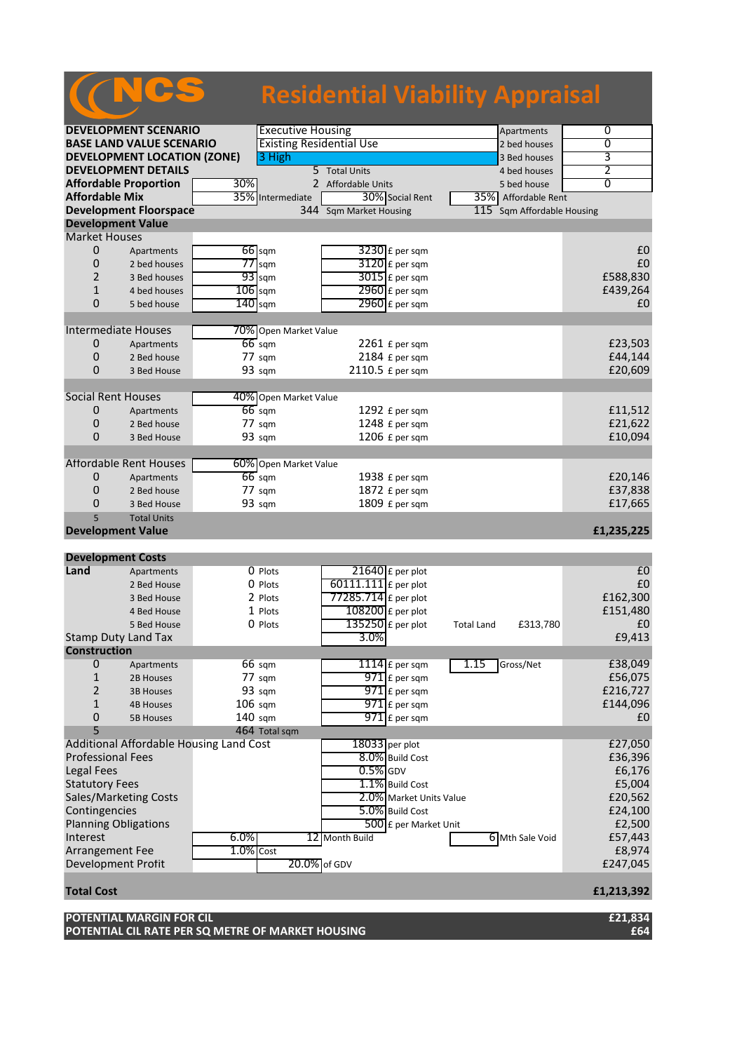# NCS Residential Viability Appraisal

| | | | | | | |
|---|---|---|---|---|---|---|
| **DEVELOPMENT SCENARIO** | | Executive Housing | | | Apartments | 0 |
| **BASE LAND VALUE SCENARIO** | | Existing Residential Use | | | 2 bed houses | 0 |
| **DEVELOPMENT LOCATION (ZONE)** | | 3 High | | | 3 Bed houses | 3 |
| **DEVELOPMENT DETAILS** | | 5 | Total Units | | 4 bed houses | 2 |
| **Affordable Proportion** | 30% | 2 | Affordable Units | | 5 bed house | 0 |
| **Affordable Mix** | 35% | Intermediate | 30% | Social Rent | 35% | Affordable Rent |
| **Development Floorspace** | | 344 | Sqm Market Housing | | 115 | Sqm Affordable Housing |

**Development Value**

| | | | | | |
|---|---|---|---|---|---|
| **Market Houses** | | | | | |
| 0 | Apartments | 66 sqm | 3230 | £ per sqm | £0 |
| 0 | 2 bed houses | 77 sqm | 3120 | £ per sqm | £0 |
| 2 | 3 Bed houses | 93 sqm | 3015 | £ per sqm | £588,830 |
| 1 | 4 bed houses | 106 sqm | 2960 | £ per sqm | £439,264 |
| 0 | 5 bed house | 140 sqm | 2960 | £ per sqm | £0 |
| **Intermediate Houses** | | 70% Open Market Value | | | |
| 0 | Apartments | 66 sqm | 2261 | £ per sqm | £23,503 |
| 0 | 2 Bed house | 77 sqm | 2184 | £ per sqm | £44,144 |
| 0 | 3 Bed House | 93 sqm | 2110.5 | £ per sqm | £20,609 |
| **Social Rent Houses** | | 40% Open Market Value | | | |
| 0 | Apartments | 66 sqm | 1292 | £ per sqm | £11,512 |
| 0 | 2 Bed house | 77 sqm | 1248 | £ per sqm | £21,622 |
| 0 | 3 Bed House | 93 sqm | 1206 | £ per sqm | £10,094 |
| **Affordable Rent Houses** | | 60% Open Market Value | | | |
| 0 | Apartments | 66 sqm | 1938 | £ per sqm | £20,146 |
| 0 | 2 Bed house | 77 sqm | 1872 | £ per sqm | £37,838 |
| 0 | 3 Bed House | 93 sqm | 1809 | £ per sqm | £17,665 |
| 5 | Total Units | | | | |
| **Development Value** | | | | | **£1,235,225** |

**Development Costs**

| | | | | | | |
|---|---|---|---|---|---|---|
| **Land** | Apartments | 0 Plots | 21640 | £ per plot | | £0 |
| | 2 Bed House | 0 Plots | 60111.111 | £ per plot | | £0 |
| | 3 Bed House | 2 Plots | 77285.714 | £ per plot | | £162,300 |
| | 4 Bed House | 1 Plots | 108200 | £ per plot | | £151,480 |
| | 5 Bed House | 0 Plots | 135250 | £ per plot | Total Land £313,780 | £0 |
| Stamp Duty Land Tax | | | 3.0% | | | £9,413 |
| **Construction** | | | | | | |
| 0 | Apartments | 66 sqm | 1114 | £ per sqm | 1.15 Gross/Net | £38,049 |
| 1 | 2B Houses | 77 sqm | 971 | £ per sqm | | £56,075 |
| 2 | 3B Houses | 93 sqm | 971 | £ per sqm | | £216,727 |
| 1 | 4B Houses | 106 sqm | 971 | £ per sqm | | £144,096 |
| 0 | 5B Houses | 140 sqm | 971 | £ per sqm | | £0 |
| 5 | | 464 Total sqm | | | | |
| Additional Affordable Housing Land Cost | | | 18033 | per plot | | £27,050 |
| Professional Fees | | | 8.0% | Build Cost | | £36,396 |
| Legal Fees | | | 0.5% | GDV | | £6,176 |
| Statutory Fees | | | 1.1% | Build Cost | | £5,004 |
| Sales/Marketing Costs | | | 2.0% | Market Units Value | | £20,562 |
| Contingencies | | | 5.0% | Build Cost | | £24,100 |
| Planning Obligations | | | 500 | £ per Market Unit | | £2,500 |
| Interest | 6.0% | 12 | Month Build | | 6 Mth Sale Void | £57,443 |
| Arrangement Fee | 1.0% | Cost | | | | £8,974 |
| Development Profit | | 20.0% | of GDV | | | £247,045 |
| **Total Cost** | | | | | | **£1,213,392** |

| | |
|---|---|
| **POTENTIAL MARGIN FOR CIL** | **£21,834** |
| **POTENTIAL CIL RATE PER SQ METRE OF MARKET HOUSING** | **£64** |